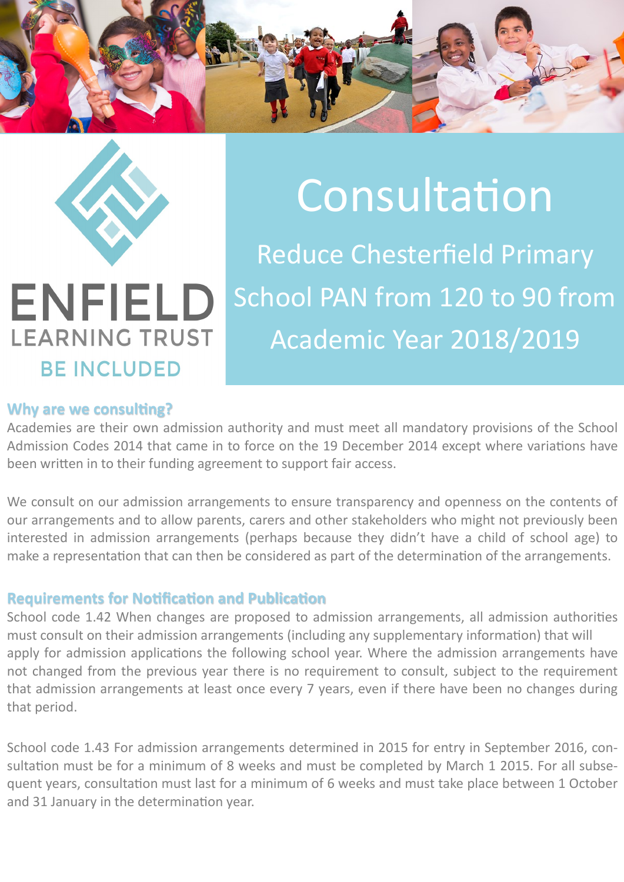ENFIELD LEARNING TRUST

BE INCLUDED

# Consultation

## Reduce Chesterfield Primary School PAN from 120 to 90 from Academic Year 2018/2019

### Why are we consulting?

Academies are their own admission authority and must meet all mandatory provisions of the School Admission Codes 2014 that came in to force on the 19 December 2014 except where variations have been written in to their funding agreement to support fair access.

We consult on our admission arrangements to ensure transparency and openness on the contents of our arrangements and to allow parents, carers and other stakeholders who might not previously been interested in admission arrangements (perhaps because they didn't have a child of school age) to make a representation that can then be considered as part of the determination of the arrangements.

### Requirements for Notification and Publication

School code 1.42 When changes are proposed to admission arrangements, all admission authorities must consult on their admission arrangements (including any supplementary information) that will apply for admission applications the following school year. Where the admission arrangements have not changed from the previous year there is no requirement to consult, subject to the requirement that admission arrangements at least once every 7 years, even if there have been no changes during that period.

School code 1.43 For admission arrangements determined in 2015 for entry in September 2016, consultation must be for a minimum of 8 weeks and must be completed by March 1 2015. For all subsequent years, consultation must last for a minimum of 6 weeks and must take place between 1 October and 31 January in the determination year.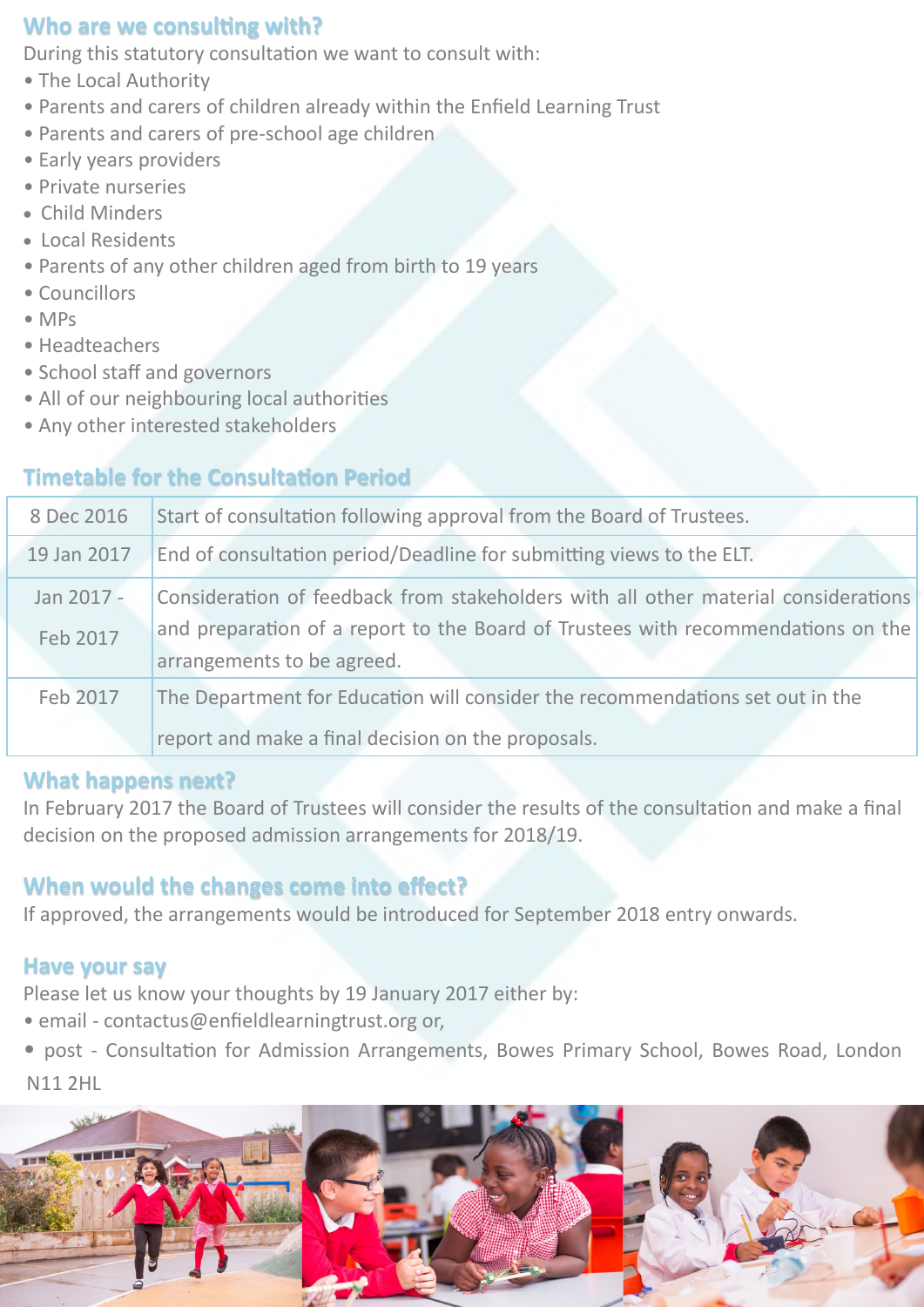## Who are we consulting with?

During this statutory consultation we want to consult with:

- The Local Authority
- Parents and carers of children already within the Enfield Learning Trust
- Parents and carers of pre-school age children
- Early years providers
- Private nurseries
- Child Minders
- Local Residents
- Parents of any other children aged from birth to 19 years
- Councillors
- MPs
- Headteachers
- School staff and governors
- All of our neighbouring local authorities
- Any other interested stakeholders

## Timetable for the Consultation Period

| | |
|---|---|
| 8 Dec 2016 | Start of consultation following approval from the Board of Trustees. |
| 19 Jan 2017 | End of consultation period/Deadline for submitting views to the ELT. |
| Jan 2017 - Feb 2017 | Consideration of feedback from stakeholders with all other material considerations and preparation of a report to the Board of Trustees with recommendations on the arrangements to be agreed. |
| Feb 2017 | The Department for Education will consider the recommendations set out in the report and make a final decision on the proposals. |

## What happens next?

In February 2017 the Board of Trustees will consider the results of the consultation and make a final decision on the proposed admission arrangements for 2018/19.

## When would the changes come into effect?

If approved, the arrangements would be introduced for September 2018 entry onwards.

## Have your say

Please let us know your thoughts by 19 January 2017 either by:

- email - contactus@enfieldlearningtrust.org or,
- post - Consultation for Admission Arrangements, Bowes Primary School, Bowes Road, London N11 2HL